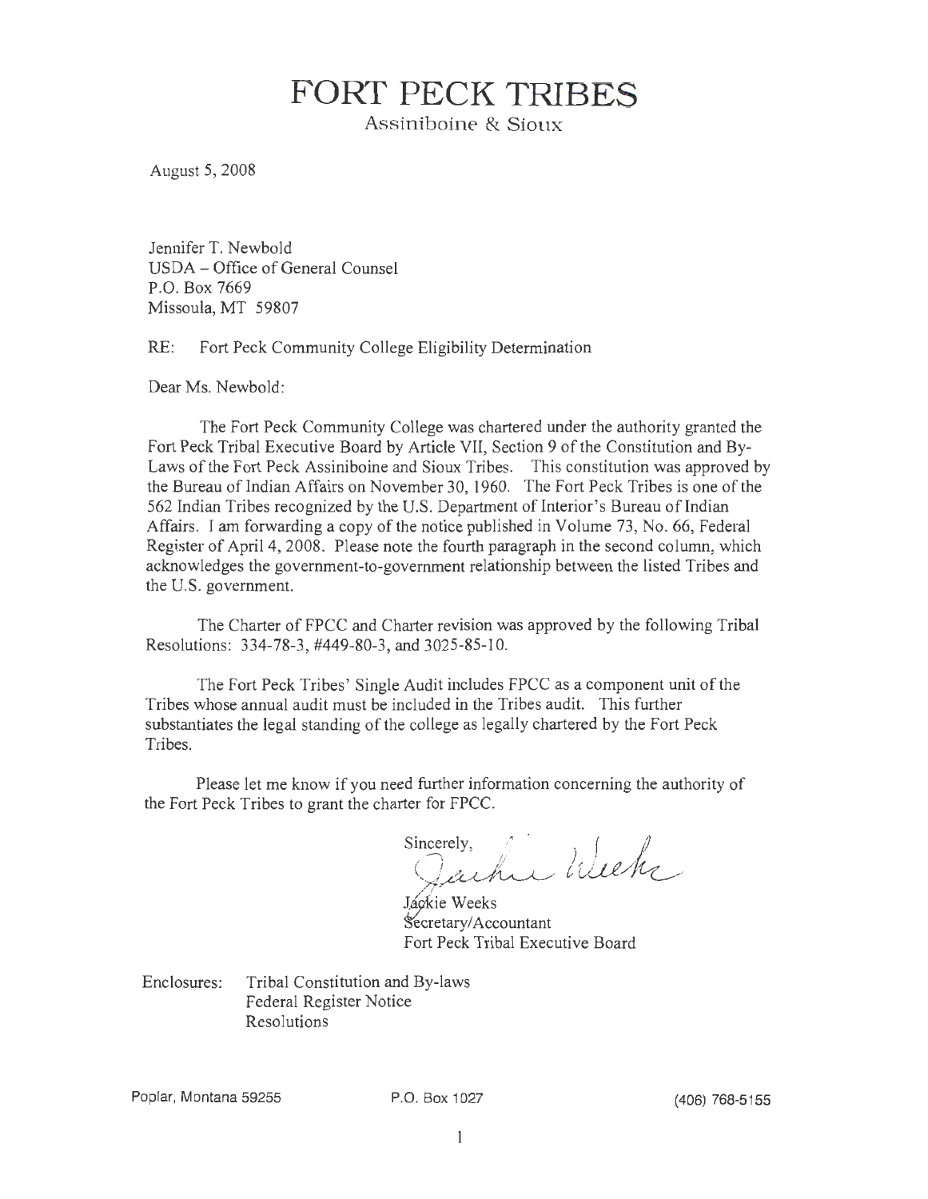# FORT PECK TRIBES

Assiniboine & Sioux

August 5, 2008

Jennifer T. Newbold
USDA – Office of General Counsel
P.O. Box 7669
Missoula, MT 59807

RE: Fort Peck Community College Eligibility Determination

Dear Ms. Newbold:

The Fort Peck Community College was chartered under the authority granted the Fort Peck Tribal Executive Board by Article VII, Section 9 of the Constitution and By-Laws of the Fort Peck Assiniboine and Sioux Tribes. This constitution was approved by the Bureau of Indian Affairs on November 30, 1960. The Fort Peck Tribes is one of the 562 Indian Tribes recognized by the U.S. Department of Interior's Bureau of Indian Affairs. I am forwarding a copy of the notice published in Volume 73, No. 66, Federal Register of April 4, 2008. Please note the fourth paragraph in the second column, which acknowledges the government-to-government relationship between the listed Tribes and the U.S. government.

The Charter of FPCC and Charter revision was approved by the following Tribal Resolutions: 334-78-3, #449-80-3, and 3025-85-10.

The Fort Peck Tribes' Single Audit includes FPCC as a component unit of the Tribes whose annual audit must be included in the Tribes audit. This further substantiates the legal standing of the college as legally chartered by the Fort Peck Tribes.

Please let me know if you need further information concerning the authority of the Fort Peck Tribes to grant the charter for FPCC.

Sincerely,

Jackie Weeks
Secretary/Accountant
Fort Peck Tribal Executive Board

Enclosures: Tribal Constitution and By-laws
Federal Register Notice
Resolutions

Poplar, Montana 59255 P.O. Box 1027 (406) 768-5155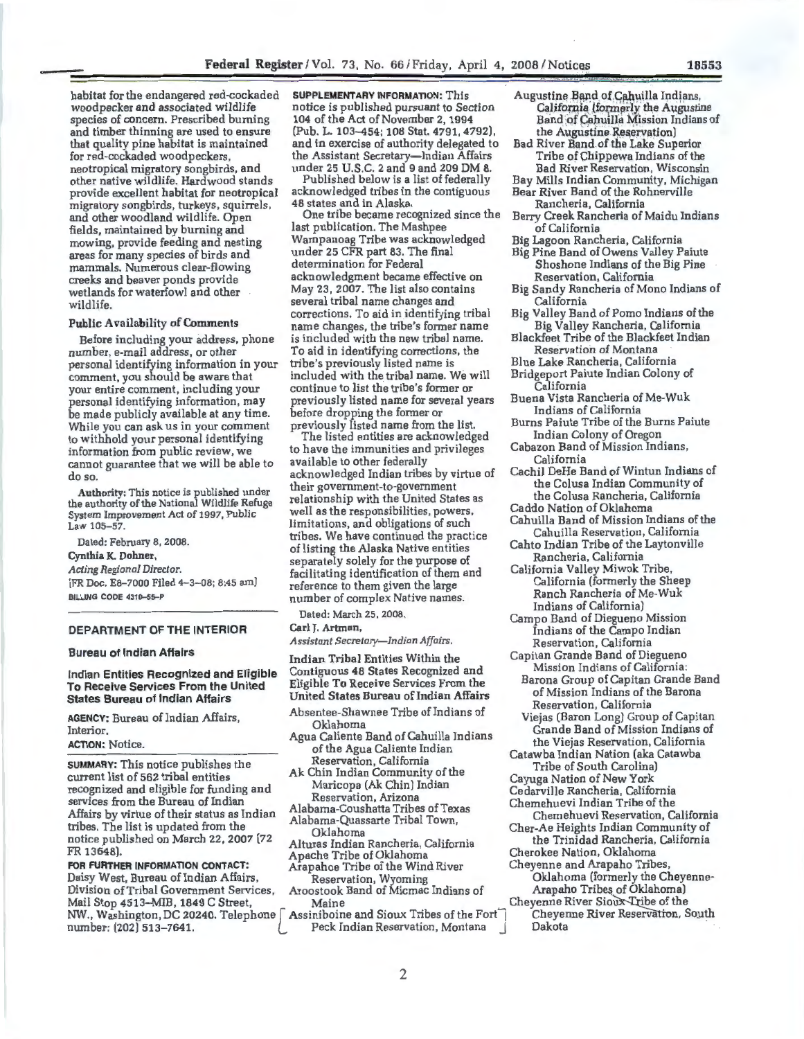habitat for the endangered red-cockaded woodpecker and associated wildlife species of concern. Prescribed burning and timber thinning are used to ensure that quality pine habitat is maintained for red-cockaded woodpeckers, neotropical migratory songbirds, and other native wildlife. Hardwood stands provide excellent habitat for neotropical migratory songbirds, turkeys, squirrels, and other woodland wildlife. Open fields, maintained by burning and mowing, provide feeding and nesting areas for many species of birds and mammals. Numerous clear-flowing creeks and beaver ponds provide wetlands for waterfowl and other wildlife.

### Public Availability of Comments

Before including your address, phone number, e-mail address, or other personal identifying information in your comment, you should be aware that your entire comment, including your personal identifying information, may be made publicly available at any time. While you can ask us in your comment to withhold your personal identifying information from public review, we cannot guarantee that we will be able to do so.

**Authority:** This notice is published under the authority of the National Wildlife Refuge System Improvement Act of 1997, Public Law 105–57.

Dated: February 8, 2008.

**Cynthia K. Dohner,**

*Acting Regional Director.*

[FR Doc. E8–7000 Filed 4–3–08; 8:45 am]

BILLING CODE 4310–55–P

---

## DEPARTMENT OF THE INTERIOR

### Bureau of Indian Affairs

### Indian Entities Recognized and Eligible To Receive Services From the United States Bureau of Indian Affairs

**AGENCY:** Bureau of Indian Affairs, Interior.

**ACTION:** Notice.

**SUMMARY:** This notice publishes the current list of 562 tribal entities recognized and eligible for funding and services from the Bureau of Indian Affairs by virtue of their status as Indian tribes. The list is updated from the notice published on March 22, 2007 (72 FR 13648).

**FOR FURTHER INFORMATION CONTACT:** Daisy West, Bureau of Indian Affairs, Division of Tribal Government Services, Mail Stop 4513–MIB, 1849 C Street, NW., Washington, DC 20240. Telephone number: (202) 513–7641.

**SUPPLEMENTARY INFORMATION:** This notice is published pursuant to Section 104 of the Act of November 2, 1994 (Pub. L. 103–454; 108 Stat. 4791, 4792), and in exercise of authority delegated to the Assistant Secretary—Indian Affairs under 25 U.S.C. 2 and 9 and 209 DM 8.

Published below is a list of federally acknowledged tribes in the contiguous 48 states and in Alaska.

One tribe became recognized since the last publication. The Mashpee Wampanoag Tribe was acknowledged under 25 CFR part 83. The final determination for Federal acknowledgment became effective on May 23, 2007. The list also contains several tribal name changes and corrections. To aid in identifying tribal name changes, the tribe's former name is included with the new tribal name. To aid in identifying corrections, the tribe's previously listed name is included with the tribal name. We will continue to list the tribe's former or previously listed name for several years before dropping the former or previously listed name from the list.

The listed entities are acknowledged to have the immunities and privileges available to other federally acknowledged Indian tribes by virtue of their government-to-government relationship with the United States as well as the responsibilities, powers, limitations, and obligations of such tribes. We have continued the practice of listing the Alaska Native entities separately solely for the purpose of facilitating identification of them and reference to them given the large number of complex Native names.

Dated: March 25, 2008.

**Carl J. Artman,**

*Assistant Secretary—Indian Affairs.*

### Indian Tribal Entities Within the Contiguous 48 States Recognized and Eligible To Receive Services From the United States Bureau of Indian Affairs

Absentee-Shawnee Tribe of Indians of Oklahoma
Agua Caliente Band of Cahuilla Indians of the Agua Caliente Indian Reservation, California
Ak Chin Indian Community of the Maricopa (Ak Chin) Indian Reservation, Arizona
Alabama-Coushatta Tribes of Texas
Alabama-Quassarte Tribal Town, Oklahoma
Alturas Indian Rancheria, California
Apache Tribe of Oklahoma
Arapahoe Tribe of the Wind River Reservation, Wyoming
Aroostook Band of Micmac Indians of Maine
Assiniboine and Sioux Tribes of the Fort Peck Indian Reservation, Montana
Augustine Band of Cahuilla Indians, California (formerly the Augustine Band of Cahuilla Mission Indians of the Augustine Reservation)
Bad River Band of the Lake Superior Tribe of Chippewa Indians of the Bad River Reservation, Wisconsin
Bay Mills Indian Community, Michigan
Bear River Band of the Rohnerville Rancheria, California
Berry Creek Rancheria of Maidu Indians of California
Big Lagoon Rancheria, California
Big Pine Band of Owens Valley Paiute Shoshone Indians of the Big Pine Reservation, California
Big Sandy Rancheria of Mono Indians of California
Big Valley Band of Pomo Indians of the Big Valley Rancheria, California
Blackfeet Tribe of the Blackfeet Indian Reservation of Montana
Blue Lake Rancheria, California
Bridgeport Paiute Indian Colony of California
Buena Vista Rancheria of Me-Wuk Indians of California
Burns Paiute Tribe of the Burns Paiute Indian Colony of Oregon
Cabazon Band of Mission Indians, California
Cachil DeHe Band of Wintun Indians of the Colusa Indian Community of the Colusa Rancheria, California
Caddo Nation of Oklahoma
Cahuilla Band of Mission Indians of the Cahuilla Reservation, California
Cahto Indian Tribe of the Laytonville Rancheria, California
California Valley Miwok Tribe, California (formerly the Sheep Ranch Rancheria of Me-Wuk Indians of California)
Campo Band of Diegueno Mission Indians of the Campo Indian Reservation, California
Capitan Grande Band of Diegueno Mission Indians of California:
  Barona Group of Capitan Grande Band of Mission Indians of the Barona Reservation, California
  Viejas (Baron Long) Group of Capitan Grande Band of Mission Indians of the Viejas Reservation, California
Catawba Indian Nation (aka Catawba Tribe of South Carolina)
Cayuga Nation of New York
Cedarville Rancheria, California
Chemehuevi Indian Tribe of the Chemehuevi Reservation, California
Cher-Ae Heights Indian Community of the Trinidad Rancheria, California
Cherokee Nation, Oklahoma
Cheyenne and Arapaho Tribes, Oklahoma (formerly the Cheyenne-Arapaho Tribes of Oklahoma)
Cheyenne River Sioux Tribe of the Cheyenne River Reservation, South Dakota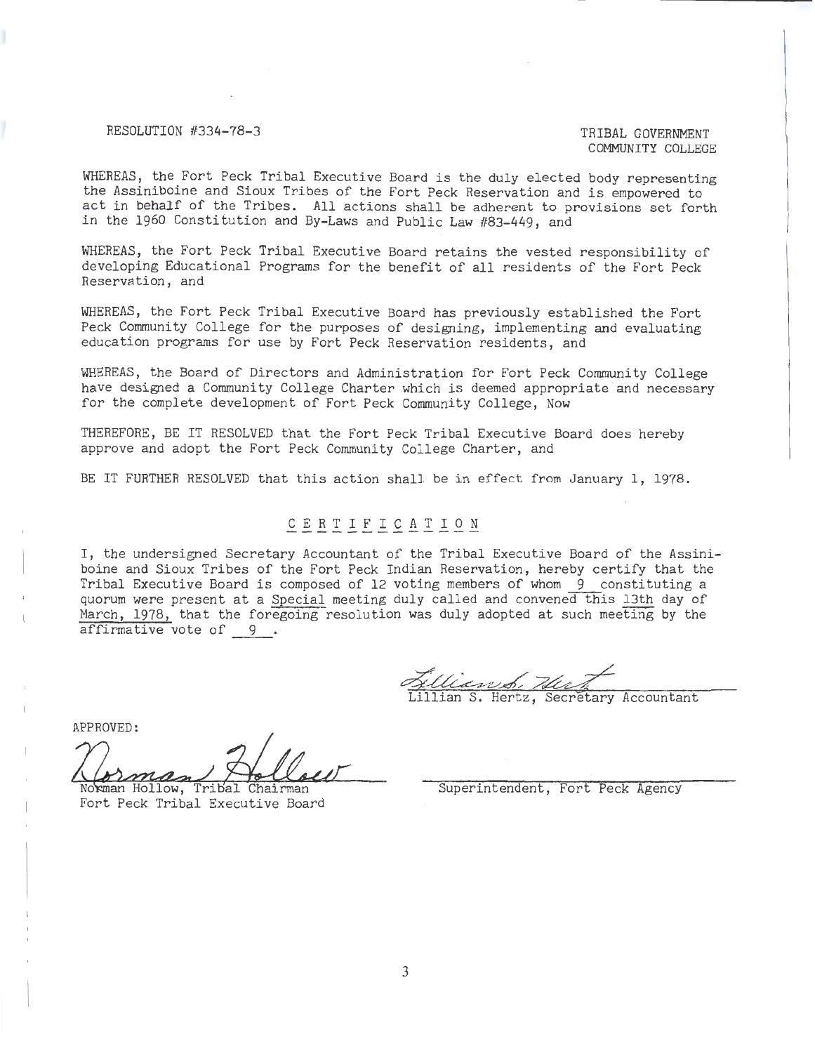RESOLUTION #334-78-3

TRIBAL GOVERNMENT
COMMUNITY COLLEGE

WHEREAS, the Fort Peck Tribal Executive Board is the duly elected body representing the Assiniboine and Sioux Tribes of the Fort Peck Reservation and is empowered to act in behalf of the Tribes. All actions shall be adherent to provisions set forth in the 1960 Constitution and By-Laws and Public Law #83-449, and

WHEREAS, the Fort Peck Tribal Executive Board retains the vested responsibility of developing Educational Programs for the benefit of all residents of the Fort Peck Reservation, and

WHEREAS, the Fort Peck Tribal Executive Board has previously established the Fort Peck Community College for the purposes of designing, implementing and evaluating education programs for use by Fort Peck Reservation residents, and

WHEREAS, the Board of Directors and Administration for Fort Peck Community College have designed a Community College Charter which is deemed appropriate and necessary for the complete development of Fort Peck Community College, Now

THEREFORE, BE IT RESOLVED that the Fort Peck Tribal Executive Board does hereby approve and adopt the Fort Peck Community College Charter, and

BE IT FURTHER RESOLVED that this action shall be in effect from January 1, 1978.

## CERTIFICATION

I, the undersigned Secretary Accountant of the Tribal Executive Board of the Assiniboine and Sioux Tribes of the Fort Peck Indian Reservation, hereby certify that the Tribal Executive Board is composed of 12 voting members of whom 9 constituting a quorum were present at a Special meeting duly called and convened this 13th day of March, 1978, that the foregoing resolution was duly adopted at such meeting by the affirmative vote of 9.

Lillian S. Hertz, Secretary Accountant

APPROVED:

Norman Hollow, Tribal Chairman
Fort Peck Tribal Executive Board

Superintendent, Fort Peck Agency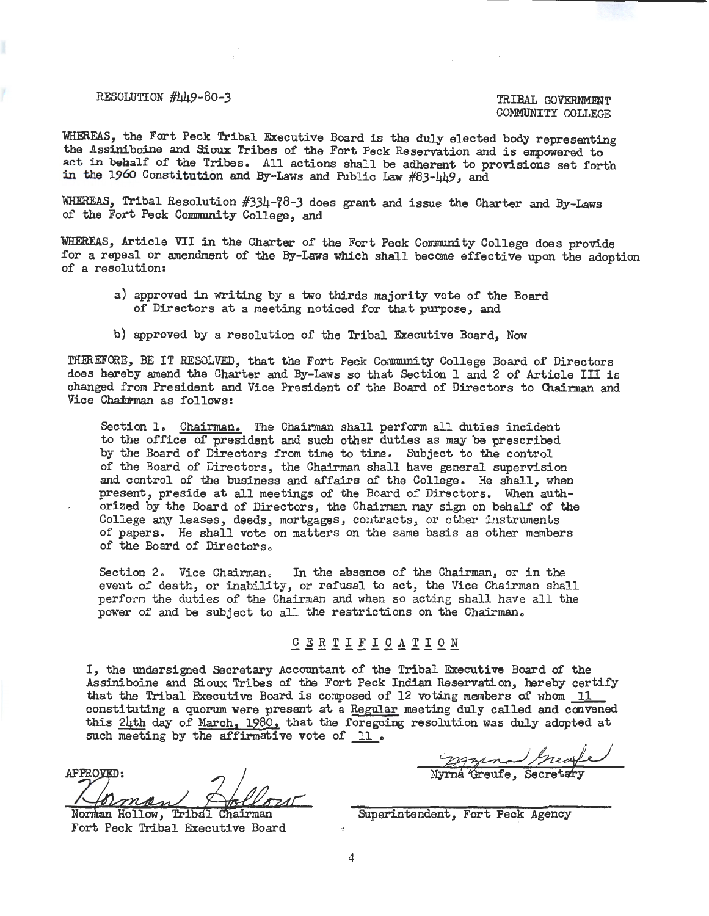RESOLUTION #449-80-3

TRIBAL GOVERNMENT
COMMUNITY COLLEGE

WHEREAS, the Fort Peck Tribal Executive Board is the duly elected body representing the Assiniboine and Sioux Tribes of the Fort Peck Reservation and is empowered to act in behalf of the Tribes. All actions shall be adherent to provisions set forth in the 1960 Constitution and By-Laws and Public Law #83-449, and

WHEREAS, Tribal Resolution #334-78-3 does grant and issue the Charter and By-Laws of the Fort Peck Community College, and

WHEREAS, Article VII in the Charter of the Fort Peck Community College does provide for a repeal or amendment of the By-Laws which shall become effective upon the adoption of a resolution:

a) approved in writing by a two thirds majority vote of the Board of Directors at a meeting noticed for that purpose, and

b) approved by a resolution of the Tribal Executive Board, Now

THEREFORE, BE IT RESOLVED, that the Fort Peck Community College Board of Directors does hereby amend the Charter and By-Laws so that Section 1 and 2 of Article III is changed from President and Vice President of the Board of Directors to Chairman and Vice Chairman as follows:

Section 1. Chairman. The Chairman shall perform all duties incident to the office of president and such other duties as may be prescribed by the Board of Directors from time to time. Subject to the control of the Board of Directors, the Chairman shall have general supervision and control of the business and affairs of the College. He shall, when present, preside at all meetings of the Board of Directors. When authorized by the Board of Directors, the Chairman may sign on behalf of the College any leases, deeds, mortgages, contracts, or other instruments of papers. He shall vote on matters on the same basis as other members of the Board of Directors.

Section 2. Vice Chairman. In the absence of the Chairman, or in the event of death, or inability, or refusal to act, the Vice Chairman shall perform the duties of the Chairman and when so acting shall have all the power of and be subject to all the restrictions on the Chairman.

## CERTIFICATION

I, the undersigned Secretary Accountant of the Tribal Executive Board of the Assiniboine and Sioux Tribes of the Fort Peck Indian Reservation, hereby certify that the Tribal Executive Board is composed of 12 voting members of whom 11 constituting a quorum were present at a Regular meeting duly called and convened this 24th day of March, 1980, that the foregoing resolution was duly adopted at such meeting by the affirmative vote of 11.

Myrna Greufe, Secretary

APPROVED:

Norman Hollow, Tribal Chairman
Fort Peck Tribal Executive Board

Superintendent, Fort Peck Agency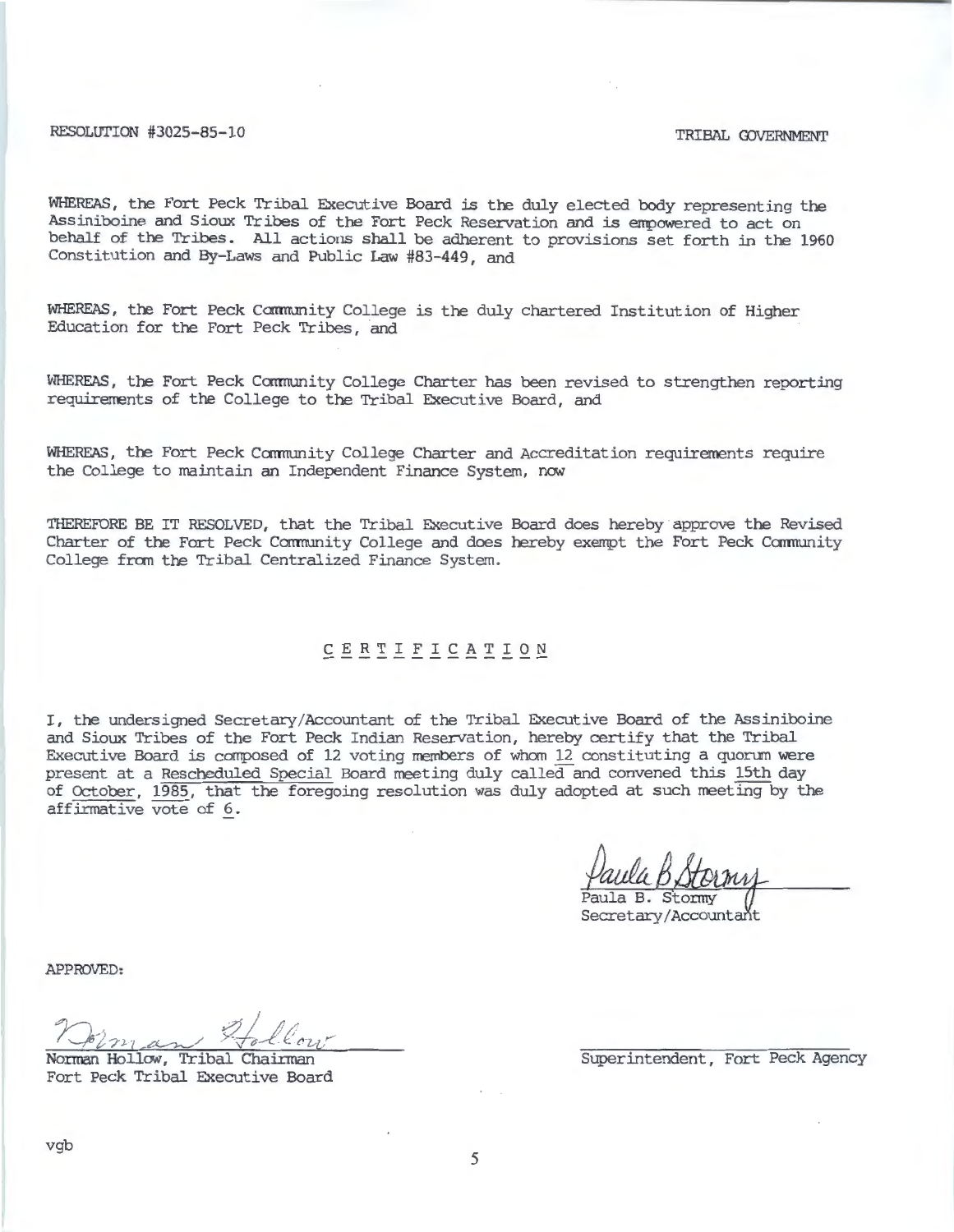RESOLUTION #3025-85-10 TRIBAL GOVERNMENT

WHEREAS, the Fort Peck Tribal Executive Board is the duly elected body representing the Assiniboine and Sioux Tribes of the Fort Peck Reservation and is empowered to act on behalf of the Tribes. All actions shall be adherent to provisions set forth in the 1960 Constitution and By-Laws and Public Law #83-449, and

WHEREAS, the Fort Peck Community College is the duly chartered Institution of Higher Education for the Fort Peck Tribes, and

WHEREAS, the Fort Peck Community College Charter has been revised to strengthen reporting requirements of the College to the Tribal Executive Board, and

WHEREAS, the Fort Peck Community College Charter and Accreditation requirements require the College to maintain an Independent Finance System, now

THEREFORE BE IT RESOLVED, that the Tribal Executive Board does hereby approve the Revised Charter of the Fort Peck Community College and does hereby exempt the Fort Peck Community College from the Tribal Centralized Finance System.

## CERTIFICATION

I, the undersigned Secretary/Accountant of the Tribal Executive Board of the Assiniboine and Sioux Tribes of the Fort Peck Indian Reservation, hereby certify that the Tribal Executive Board is composed of 12 voting members of whom 12 constituting a quorum were present at a Rescheduled Special Board meeting duly called and convened this 15th day of October, 1985, that the foregoing resolution was duly adopted at such meeting by the affirmative vote of 6.

Paula B. Stormy
Paula B. Stormy
Secretary/Accountant

APPROVED:

Norman Hollow
Norman Hollow, Tribal Chairman
Fort Peck Tribal Executive Board

Superintendent, Fort Peck Agency

vgb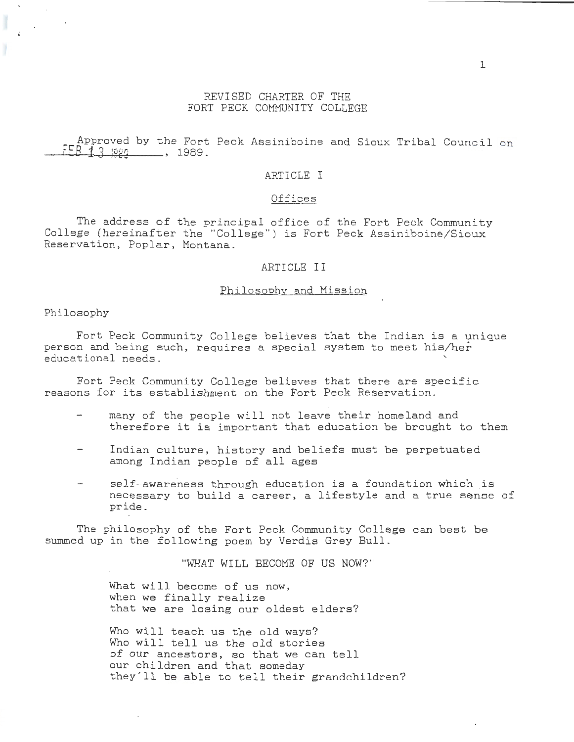# REVISED CHARTER OF THE FORT PECK COMMUNITY COLLEGE

Approved by the Fort Peck Assiniboine and Sioux Tribal Council on FEB 13 1989, 1989.

## ARTICLE I

### Offices

The address of the principal office of the Fort Peck Community College (hereinafter the "College") is Fort Peck Assiniboine/Sioux Reservation, Poplar, Montana.

## ARTICLE II

### Philosophy and Mission

Philosophy

Fort Peck Community College believes that the Indian is a unique person and being such, requires a special system to meet his/her educational needs.

Fort Peck Community College believes that there are specific reasons for its establishment on the Fort Peck Reservation.

- many of the people will not leave their homeland and therefore it is important that education be brought to them
- Indian culture, history and beliefs must be perpetuated among Indian people of all ages
- self-awareness through education is a foundation which is necessary to build a career, a lifestyle and a true sense of pride.

The philosophy of the Fort Peck Community College can best be summed up in the following poem by Verdis Grey Bull.

"WHAT WILL BECOME OF US NOW?"

What will become of us now,
when we finally realize
that we are losing our oldest elders?

Who will teach us the old ways?
Who will tell us the old stories
of our ancestors, so that we can tell
our children and that someday
they'll be able to tell their grandchildren?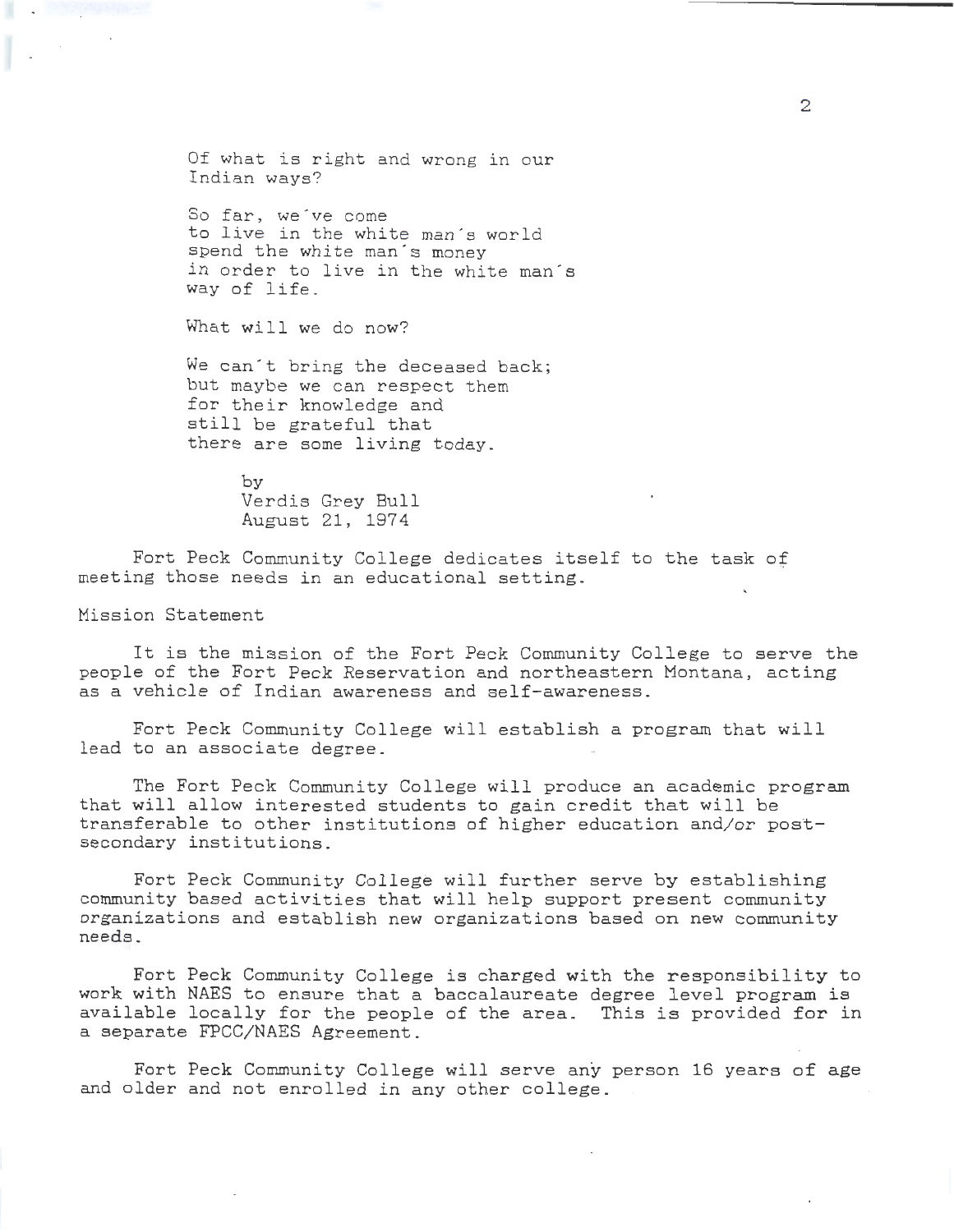Of what is right and wrong in our
Indian ways?

So far, we've come
to live in the white man's world
spend the white man's money
in order to live in the white man's
way of life.

What will we do now?

We can't bring the deceased back;
but maybe we can respect them
for their knowledge and
still be grateful that
there are some living today.

by
Verdis Grey Bull
August 21, 1974

Fort Peck Community College dedicates itself to the task of meeting those needs in an educational setting.

Mission Statement

It is the mission of the Fort Peck Community College to serve the people of the Fort Peck Reservation and northeastern Montana, acting as a vehicle of Indian awareness and self-awareness.

Fort Peck Community College will establish a program that will lead to an associate degree.

The Fort Peck Community College will produce an academic program that will allow interested students to gain credit that will be transferable to other institutions of higher education and/or post-secondary institutions.

Fort Peck Community College will further serve by establishing community based activities that will help support present community organizations and establish new organizations based on new community needs.

Fort Peck Community College is charged with the responsibility to work with NAES to ensure that a baccalaureate degree level program is available locally for the people of the area. This is provided for in a separate FPCC/NAES Agreement.

Fort Peck Community College will serve any person 16 years of age and older and not enrolled in any other college.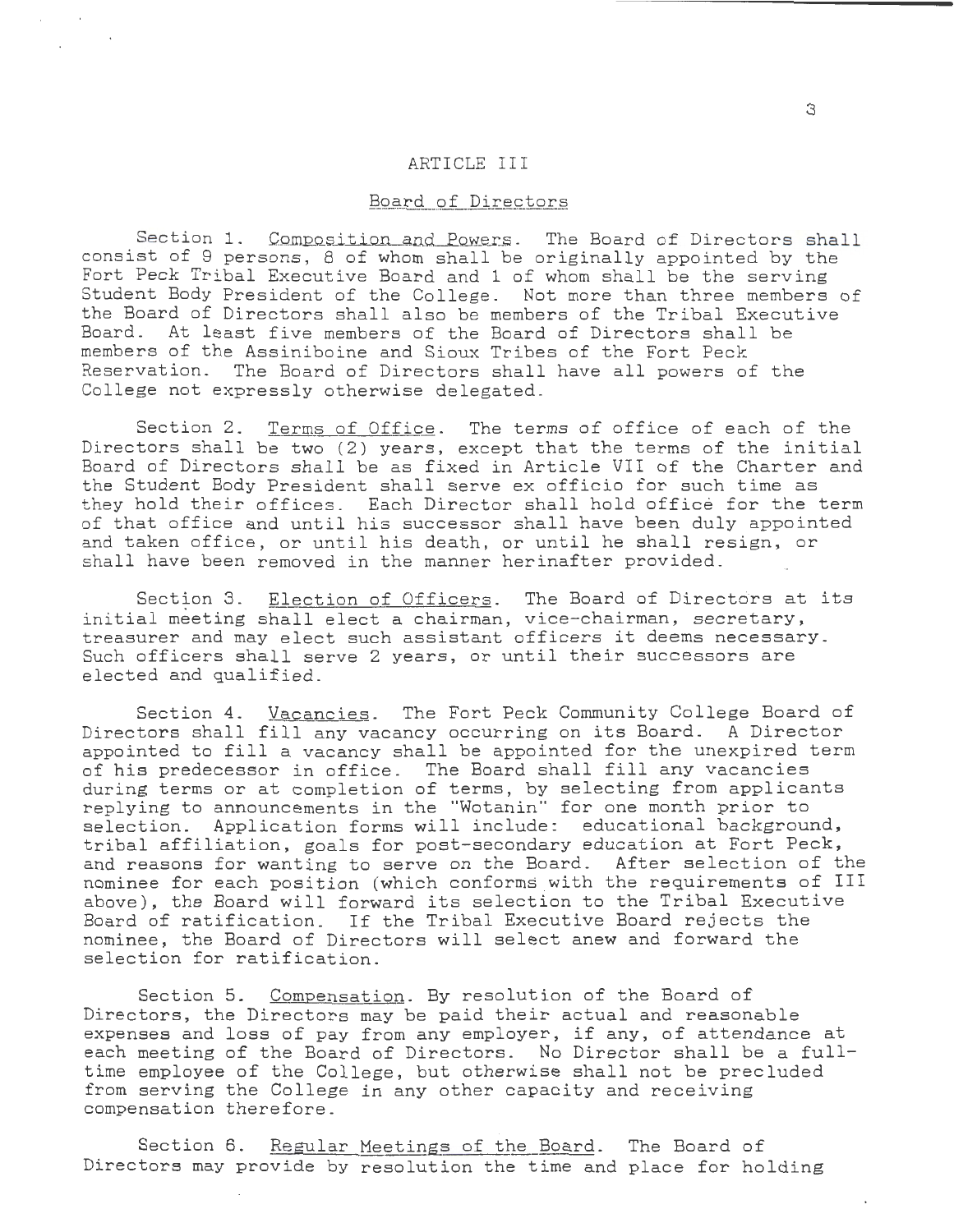## ARTICLE III

### Board of Directors

Section 1. Composition and Powers. The Board of Directors shall consist of 9 persons, 8 of whom shall be originally appointed by the Fort Peck Tribal Executive Board and 1 of whom shall be the serving Student Body President of the College. Not more than three members of the Board of Directors shall also be members of the Tribal Executive Board. At least five members of the Board of Directors shall be members of the Assiniboine and Sioux Tribes of the Fort Peck Reservation. The Board of Directors shall have all powers of the College not expressly otherwise delegated.

Section 2. Terms of Office. The terms of office of each of the Directors shall be two (2) years, except that the terms of the initial Board of Directors shall be as fixed in Article VII of the Charter and the Student Body President shall serve ex officio for such time as they hold their offices. Each Director shall hold office for the term of that office and until his successor shall have been duly appointed and taken office, or until his death, or until he shall resign, or shall have been removed in the manner herinafter provided.

Section 3. Election of Officers. The Board of Directors at its initial meeting shall elect a chairman, vice-chairman, secretary, treasurer and may elect such assistant officers it deems necessary. Such officers shall serve 2 years, or until their successors are elected and qualified.

Section 4. Vacancies. The Fort Peck Community College Board of Directors shall fill any vacancy occurring on its Board. A Director appointed to fill a vacancy shall be appointed for the unexpired term of his predecessor in office. The Board shall fill any vacancies during terms or at completion of terms, by selecting from applicants replying to announcements in the "Wotanin" for one month prior to selection. Application forms will include: educational background, tribal affiliation, goals for post-secondary education at Fort Peck, and reasons for wanting to serve on the Board. After selection of the nominee for each position (which conforms with the requirements of III above), the Board will forward its selection to the Tribal Executive Board of ratification. If the Tribal Executive Board rejects the nominee, the Board of Directors will select anew and forward the selection for ratification.

Section 5. Compensation. By resolution of the Board of Directors, the Directors may be paid their actual and reasonable expenses and loss of pay from any employer, if any, of attendance at each meeting of the Board of Directors. No Director shall be a full-time employee of the College, but otherwise shall not be precluded from serving the College in any other capacity and receiving compensation therefore.

Section 6. Regular Meetings of the Board. The Board of Directors may provide by resolution the time and place for holding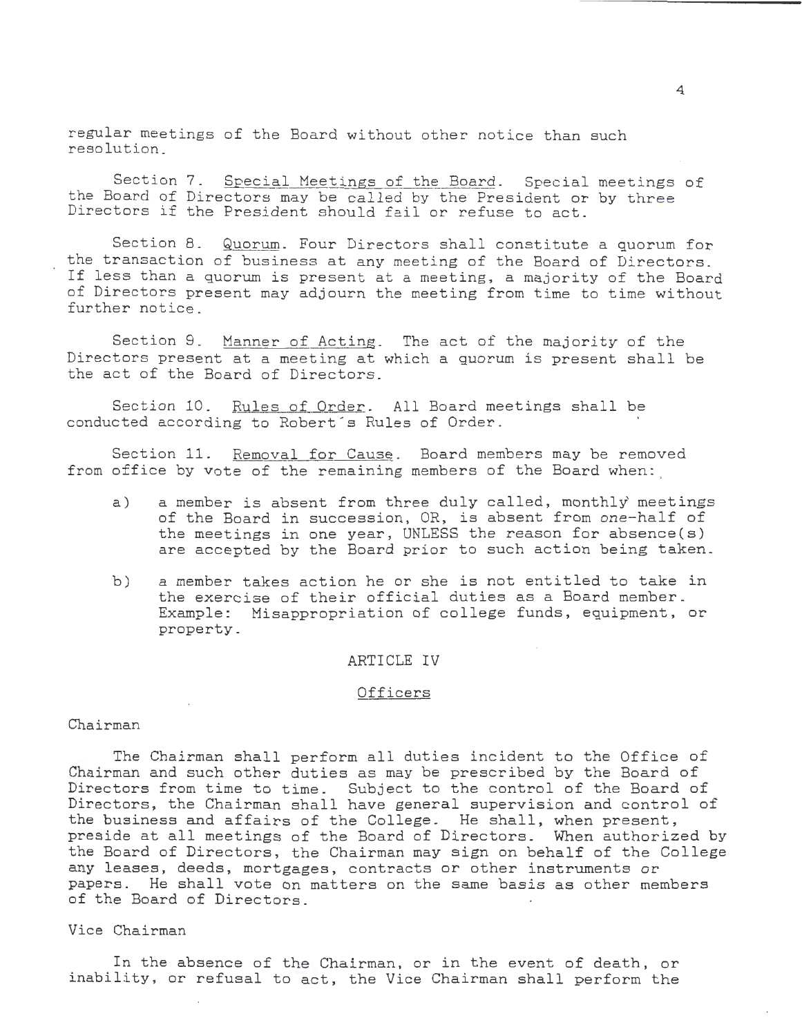regular meetings of the Board without other notice than such resolution.

Section 7. Special Meetings of the Board. Special meetings of the Board of Directors may be called by the President or by three Directors if the President should fail or refuse to act.

Section 8. Quorum. Four Directors shall constitute a quorum for the transaction of business at any meeting of the Board of Directors. If less than a quorum is present at a meeting, a majority of the Board of Directors present may adjourn the meeting from time to time without further notice.

Section 9. Manner of Acting. The act of the majority of the Directors present at a meeting at which a quorum is present shall be the act of the Board of Directors.

Section 10. Rules of Order. All Board meetings shall be conducted according to Robert's Rules of Order.

Section 11. Removal for Cause. Board members may be removed from office by vote of the remaining members of the Board when:

a) a member is absent from three duly called, monthly meetings of the Board in succession, OR, is absent from one-half of the meetings in one year, UNLESS the reason for absence(s) are accepted by the Board prior to such action being taken.

b) a member takes action he or she is not entitled to take in the exercise of their official duties as a Board member. Example: Misappropriation of college funds, equipment, or property.

## ARTICLE IV

## Officers

### Chairman

The Chairman shall perform all duties incident to the Office of Chairman and such other duties as may be prescribed by the Board of Directors from time to time. Subject to the control of the Board of Directors, the Chairman shall have general supervision and control of the business and affairs of the College. He shall, when present, preside at all meetings of the Board of Directors. When authorized by the Board of Directors, the Chairman may sign on behalf of the College any leases, deeds, mortgages, contracts or other instruments or papers. He shall vote on matters on the same basis as other members of the Board of Directors.

### Vice Chairman

In the absence of the Chairman, or in the event of death, or inability, or refusal to act, the Vice Chairman shall perform the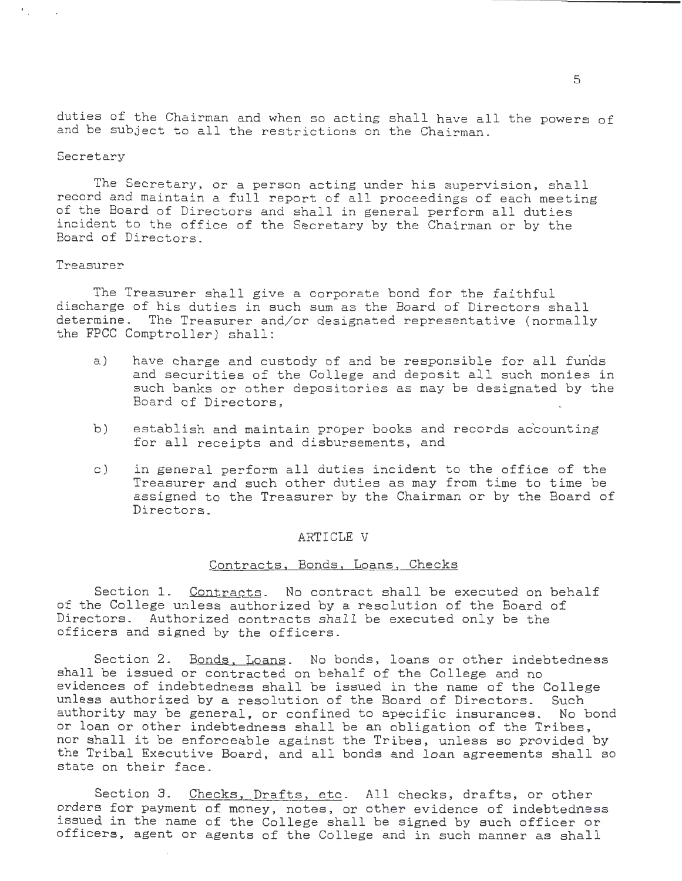duties of the Chairman and when so acting shall have all the powers of and be subject to all the restrictions on the Chairman.

Secretary

The Secretary, or a person acting under his supervision, shall record and maintain a full report of all proceedings of each meeting of the Board of Directors and shall in general perform all duties incident to the office of the Secretary by the Chairman or by the Board of Directors.

Treasurer

The Treasurer shall give a corporate bond for the faithful discharge of his duties in such sum as the Board of Directors shall determine. The Treasurer and/or designated representative (normally the FPCC Comptroller) shall:

a) have charge and custody of and be responsible for all funds and securities of the College and deposit all such monies in such banks or other depositories as may be designated by the Board of Directors,

b) establish and maintain proper books and records accounting for all receipts and disbursements, and

c) in general perform all duties incident to the office of the Treasurer and such other duties as may from time to time be assigned to the Treasurer by the Chairman or by the Board of Directors.

## ARTICLE V

### Contracts, Bonds, Loans, Checks

Section 1. Contracts. No contract shall be executed on behalf of the College unless authorized by a resolution of the Board of Directors. Authorized contracts shall be executed only be the officers and signed by the officers.

Section 2. Bonds, Loans. No bonds, loans or other indebtedness shall be issued or contracted on behalf of the College and no evidences of indebtedness shall be issued in the name of the College unless authorized by a resolution of the Board of Directors. Such authority may be general, or confined to specific insurances. No bond or loan or other indebtedness shall be an obligation of the Tribes, nor shall it be enforceable against the Tribes, unless so provided by the Tribal Executive Board, and all bonds and loan agreements shall so state on their face.

Section 3. Checks, Drafts, etc. All checks, drafts, or other orders for payment of money, notes, or other evidence of indebtedness issued in the name of the College shall be signed by such officer or officers, agent or agents of the College and in such manner as shall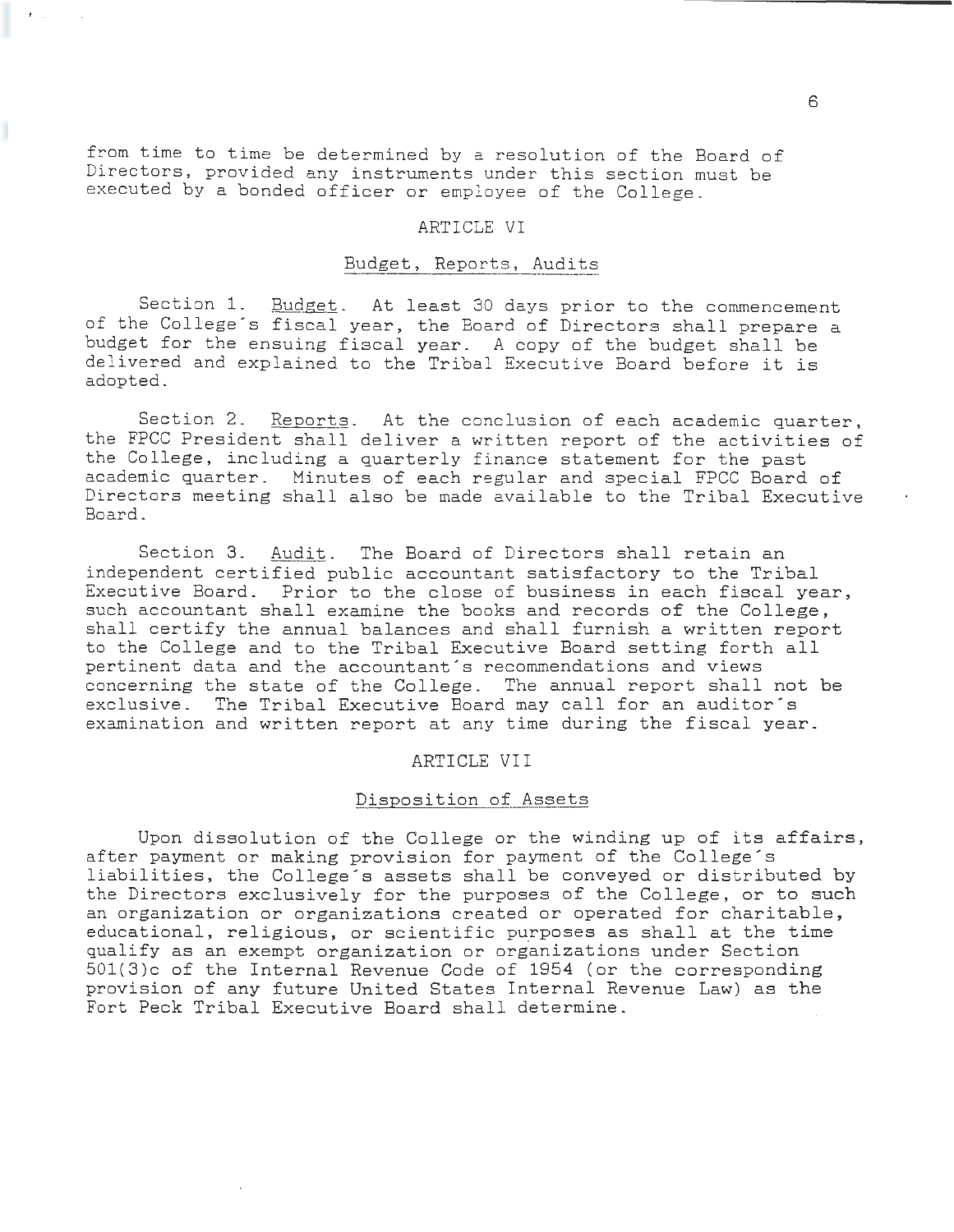from time to time be determined by a resolution of the Board of Directors, provided any instruments under this section must be executed by a bonded officer or employee of the College.

## ARTICLE VI

### Budget, Reports, Audits

Section 1. Budget. At least 30 days prior to the commencement of the College's fiscal year, the Board of Directors shall prepare a budget for the ensuing fiscal year. A copy of the budget shall be delivered and explained to the Tribal Executive Board before it is adopted.

Section 2. Reports. At the conclusion of each academic quarter, the FPCC President shall deliver a written report of the activities of the College, including a quarterly finance statement for the past academic quarter. Minutes of each regular and special FPCC Board of Directors meeting shall also be made available to the Tribal Executive Board.

Section 3. Audit. The Board of Directors shall retain an independent certified public accountant satisfactory to the Tribal Executive Board. Prior to the close of business in each fiscal year, such accountant shall examine the books and records of the College, shall certify the annual balances and shall furnish a written report to the College and to the Tribal Executive Board setting forth all pertinent data and the accountant's recommendations and views concerning the state of the College. The annual report shall not be exclusive. The Tribal Executive Board may call for an auditor's examination and written report at any time during the fiscal year.

## ARTICLE VII

### Disposition of Assets

Upon dissolution of the College or the winding up of its affairs, after payment or making provision for payment of the College's liabilities, the College's assets shall be conveyed or distributed by the Directors exclusively for the purposes of the College, or to such an organization or organizations created or operated for charitable, educational, religious, or scientific purposes as shall at the time qualify as an exempt organization or organizations under Section 501(3)c of the Internal Revenue Code of 1954 (or the corresponding provision of any future United States Internal Revenue Law) as the Fort Peck Tribal Executive Board shall determine.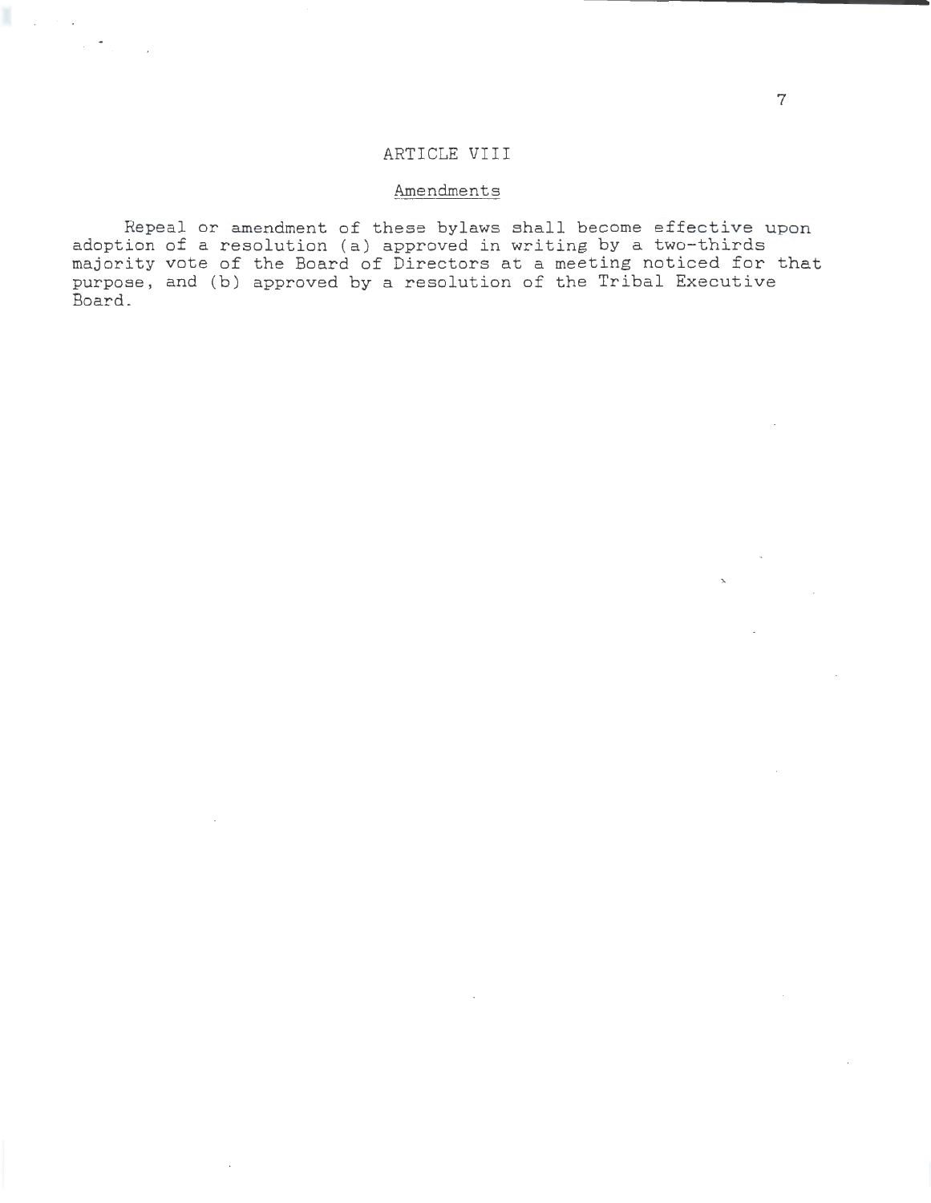## ARTICLE VIII

### Amendments

Repeal or amendment of these bylaws shall become effective upon adoption of a resolution (a) approved in writing by a two-thirds majority vote of the Board of Directors at a meeting noticed for that purpose, and (b) approved by a resolution of the Tribal Executive Board.